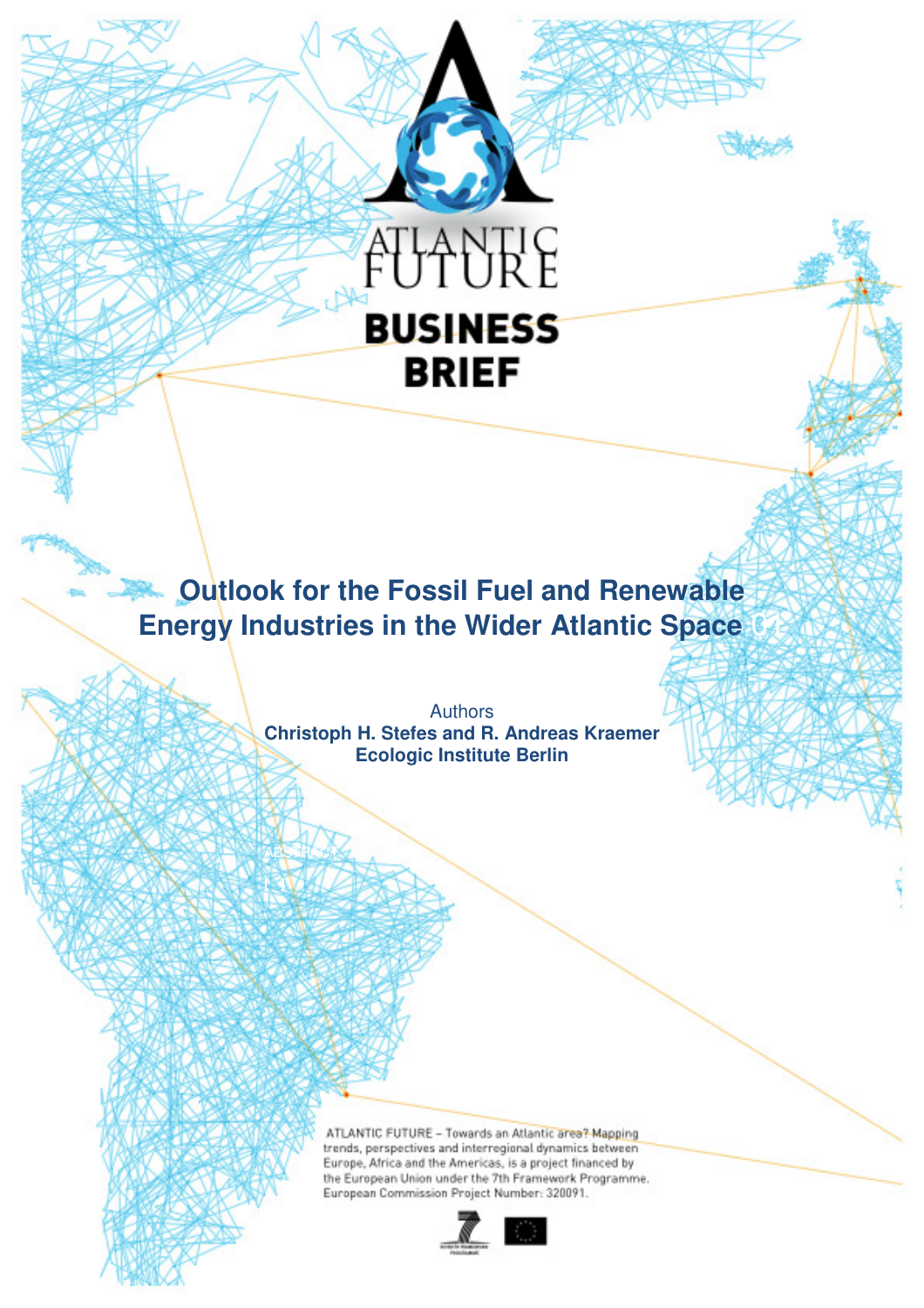ATLANTIC FUTURE

**BUSINESS BRIEF**

# Outlook for the Fossil Fuel and Renewable Energy Industries in the Wider Atlantic Space

Authors

**Christoph H. Stefes and R. Andreas Kraemer**
**Ecologic Institute Berlin**

ATLANTIC FUTURE – Towards an Atlantic area? Mapping trends, perspectives and interregional dynamics between Europe, Africa and the Americas, is a project financed by the European Union under the 7th Framework Programme. European Commission Project Number: 320091.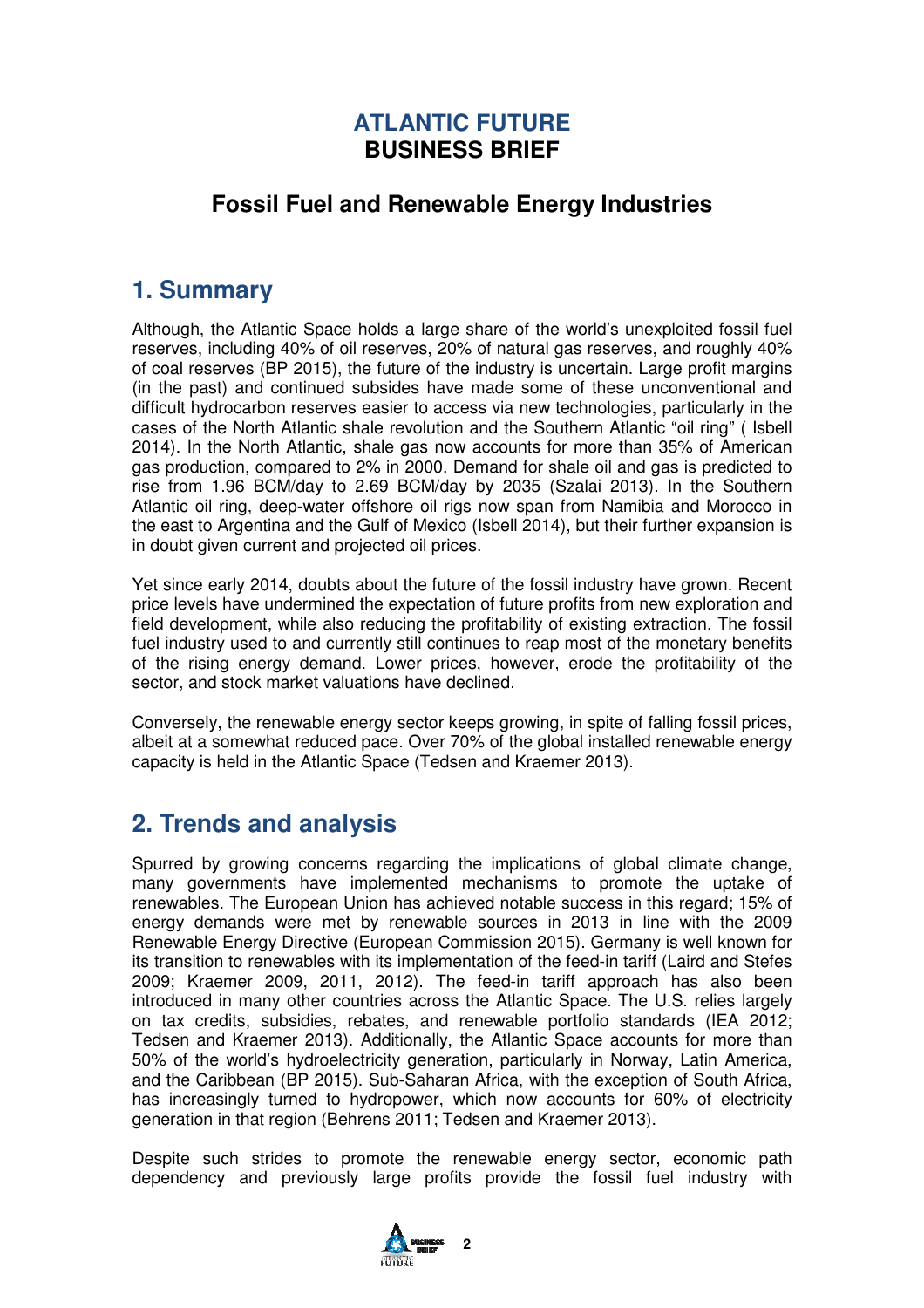# ATLANTIC FUTURE
# BUSINESS BRIEF

## Fossil Fuel and Renewable Energy Industries

## 1. Summary

Although, the Atlantic Space holds a large share of the world's unexploited fossil fuel reserves, including 40% of oil reserves, 20% of natural gas reserves, and roughly 40% of coal reserves (BP 2015), the future of the industry is uncertain. Large profit margins (in the past) and continued subsides have made some of these unconventional and difficult hydrocarbon reserves easier to access via new technologies, particularly in the cases of the North Atlantic shale revolution and the Southern Atlantic "oil ring" ( Isbell 2014). In the North Atlantic, shale gas now accounts for more than 35% of American gas production, compared to 2% in 2000. Demand for shale oil and gas is predicted to rise from 1.96 BCM/day to 2.69 BCM/day by 2035 (Szalai 2013). In the Southern Atlantic oil ring, deep-water offshore oil rigs now span from Namibia and Morocco in the east to Argentina and the Gulf of Mexico (Isbell 2014), but their further expansion is in doubt given current and projected oil prices.

Yet since early 2014, doubts about the future of the fossil industry have grown. Recent price levels have undermined the expectation of future profits from new exploration and field development, while also reducing the profitability of existing extraction. The fossil fuel industry used to and currently still continues to reap most of the monetary benefits of the rising energy demand. Lower prices, however, erode the profitability of the sector, and stock market valuations have declined.

Conversely, the renewable energy sector keeps growing, in spite of falling fossil prices, albeit at a somewhat reduced pace. Over 70% of the global installed renewable energy capacity is held in the Atlantic Space (Tedsen and Kraemer 2013).

## 2. Trends and analysis

Spurred by growing concerns regarding the implications of global climate change, many governments have implemented mechanisms to promote the uptake of renewables. The European Union has achieved notable success in this regard; 15% of energy demands were met by renewable sources in 2013 in line with the 2009 Renewable Energy Directive (European Commission 2015). Germany is well known for its transition to renewables with its implementation of the feed-in tariff (Laird and Stefes 2009; Kraemer 2009, 2011, 2012). The feed-in tariff approach has also been introduced in many other countries across the Atlantic Space. The U.S. relies largely on tax credits, subsidies, rebates, and renewable portfolio standards (IEA 2012; Tedsen and Kraemer 2013). Additionally, the Atlantic Space accounts for more than 50% of the world's hydroelectricity generation, particularly in Norway, Latin America, and the Caribbean (BP 2015). Sub-Saharan Africa, with the exception of South Africa, has increasingly turned to hydropower, which now accounts for 60% of electricity generation in that region (Behrens 2011; Tedsen and Kraemer 2013).

Despite such strides to promote the renewable energy sector, economic path dependency and previously large profits provide the fossil fuel industry with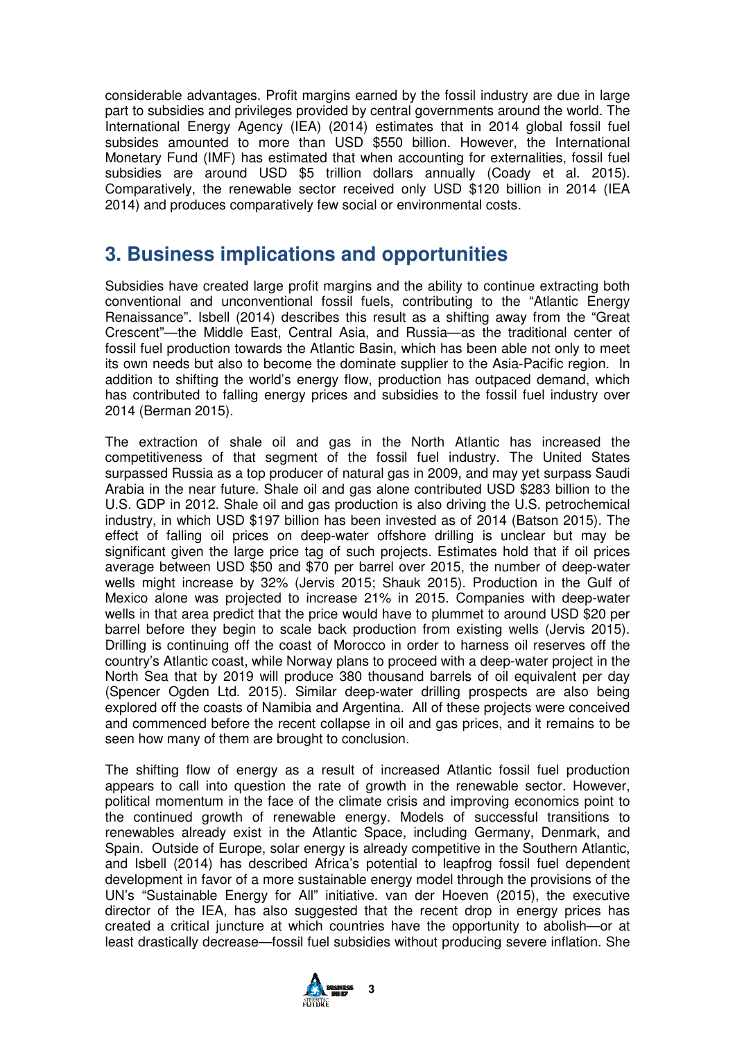considerable advantages. Profit margins earned by the fossil industry are due in large part to subsidies and privileges provided by central governments around the world. The International Energy Agency (IEA) (2014) estimates that in 2014 global fossil fuel subsides amounted to more than USD $550 billion. However, the International Monetary Fund (IMF) has estimated that when accounting for externalities, fossil fuel subsidies are around USD $5 trillion dollars annually (Coady et al. 2015). Comparatively, the renewable sector received only USD $120 billion in 2014 (IEA 2014) and produces comparatively few social or environmental costs.

## 3. Business implications and opportunities

Subsidies have created large profit margins and the ability to continue extracting both conventional and unconventional fossil fuels, contributing to the "Atlantic Energy Renaissance". Isbell (2014) describes this result as a shifting away from the "Great Crescent"—the Middle East, Central Asia, and Russia—as the traditional center of fossil fuel production towards the Atlantic Basin, which has been able not only to meet its own needs but also to become the dominate supplier to the Asia-Pacific region. In addition to shifting the world's energy flow, production has outpaced demand, which has contributed to falling energy prices and subsidies to the fossil fuel industry over 2014 (Berman 2015).

The extraction of shale oil and gas in the North Atlantic has increased the competitiveness of that segment of the fossil fuel industry. The United States surpassed Russia as a top producer of natural gas in 2009, and may yet surpass Saudi Arabia in the near future. Shale oil and gas alone contributed USD $283 billion to the U.S. GDP in 2012. Shale oil and gas production is also driving the U.S. petrochemical industry, in which USD $197 billion has been invested as of 2014 (Batson 2015). The effect of falling oil prices on deep-water offshore drilling is unclear but may be significant given the large price tag of such projects. Estimates hold that if oil prices average between USD $50 and $70 per barrel over 2015, the number of deep-water wells might increase by 32% (Jervis 2015; Shauk 2015). Production in the Gulf of Mexico alone was projected to increase 21% in 2015. Companies with deep-water wells in that area predict that the price would have to plummet to around USD $20 per barrel before they begin to scale back production from existing wells (Jervis 2015). Drilling is continuing off the coast of Morocco in order to harness oil reserves off the country's Atlantic coast, while Norway plans to proceed with a deep-water project in the North Sea that by 2019 will produce 380 thousand barrels of oil equivalent per day (Spencer Ogden Ltd. 2015). Similar deep-water drilling prospects are also being explored off the coasts of Namibia and Argentina. All of these projects were conceived and commenced before the recent collapse in oil and gas prices, and it remains to be seen how many of them are brought to conclusion.

The shifting flow of energy as a result of increased Atlantic fossil fuel production appears to call into question the rate of growth in the renewable sector. However, political momentum in the face of the climate crisis and improving economics point to the continued growth of renewable energy. Models of successful transitions to renewables already exist in the Atlantic Space, including Germany, Denmark, and Spain. Outside of Europe, solar energy is already competitive in the Southern Atlantic, and Isbell (2014) has described Africa's potential to leapfrog fossil fuel dependent development in favor of a more sustainable energy model through the provisions of the UN's "Sustainable Energy for All" initiative. van der Hoeven (2015), the executive director of the IEA, has also suggested that the recent drop in energy prices has created a critical juncture at which countries have the opportunity to abolish—or at least drastically decrease—fossil fuel subsidies without producing severe inflation. She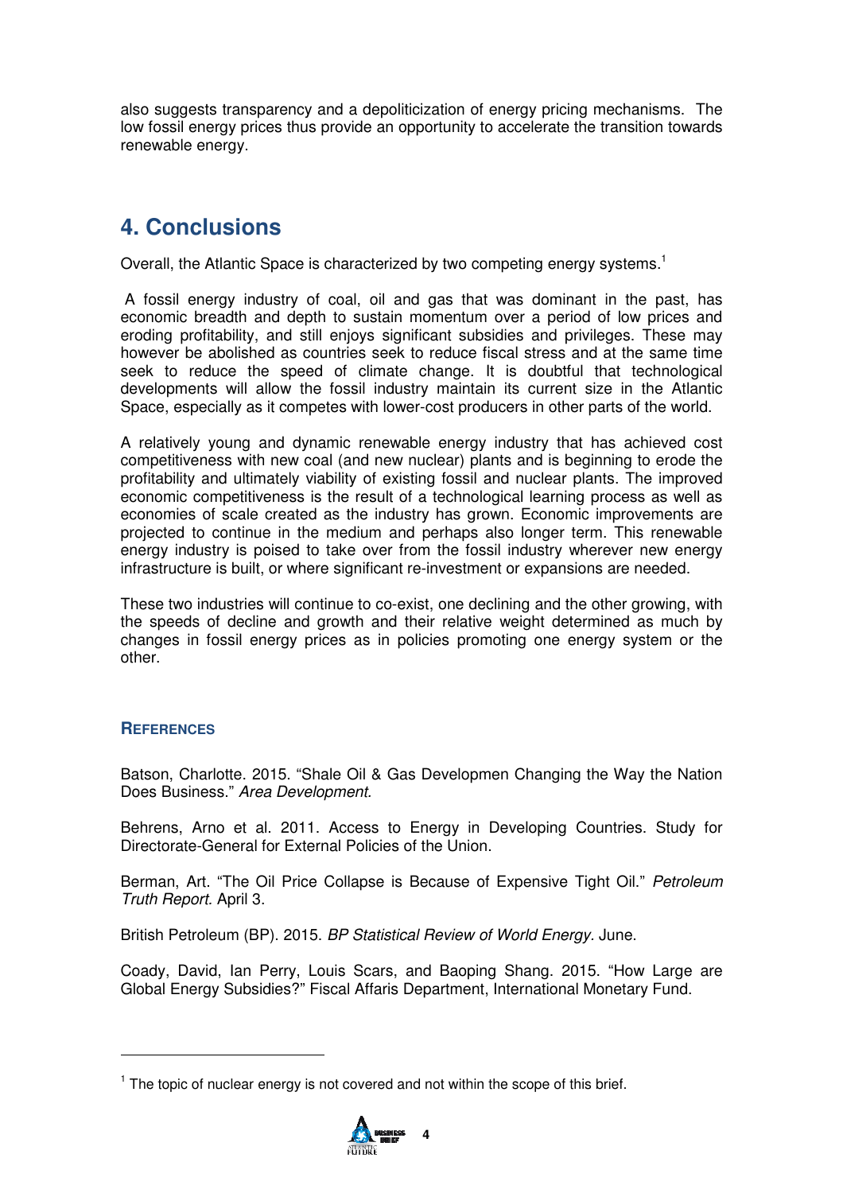also suggests transparency and a depoliticization of energy pricing mechanisms. The low fossil energy prices thus provide an opportunity to accelerate the transition towards renewable energy.

## 4. Conclusions

Overall, the Atlantic Space is characterized by two competing energy systems.[1]

A fossil energy industry of coal, oil and gas that was dominant in the past, has economic breadth and depth to sustain momentum over a period of low prices and eroding profitability, and still enjoys significant subsidies and privileges. These may however be abolished as countries seek to reduce fiscal stress and at the same time seek to reduce the speed of climate change. It is doubtful that technological developments will allow the fossil industry maintain its current size in the Atlantic Space, especially as it competes with lower-cost producers in other parts of the world.

A relatively young and dynamic renewable energy industry that has achieved cost competitiveness with new coal (and new nuclear) plants and is beginning to erode the profitability and ultimately viability of existing fossil and nuclear plants. The improved economic competitiveness is the result of a technological learning process as well as economies of scale created as the industry has grown. Economic improvements are projected to continue in the medium and perhaps also longer term. This renewable energy industry is poised to take over from the fossil industry wherever new energy infrastructure is built, or where significant re-investment or expansions are needed.

These two industries will continue to co-exist, one declining and the other growing, with the speeds of decline and growth and their relative weight determined as much by changes in fossil energy prices as in policies promoting one energy system or the other.

### References

Batson, Charlotte. 2015. "Shale Oil & Gas Developmen Changing the Way the Nation Does Business." *Area Development.*

Behrens, Arno et al. 2011. Access to Energy in Developing Countries. Study for Directorate-General for External Policies of the Union.

Berman, Art. "The Oil Price Collapse is Because of Expensive Tight Oil." *Petroleum Truth Report.* April 3.

British Petroleum (BP). 2015. *BP Statistical Review of World Energy*. June.

Coady, David, Ian Perry, Louis Scars, and Baoping Shang. 2015. "How Large are Global Energy Subsidies?" Fiscal Affaris Department, International Monetary Fund.

---

[1] The topic of nuclear energy is not covered and not within the scope of this brief.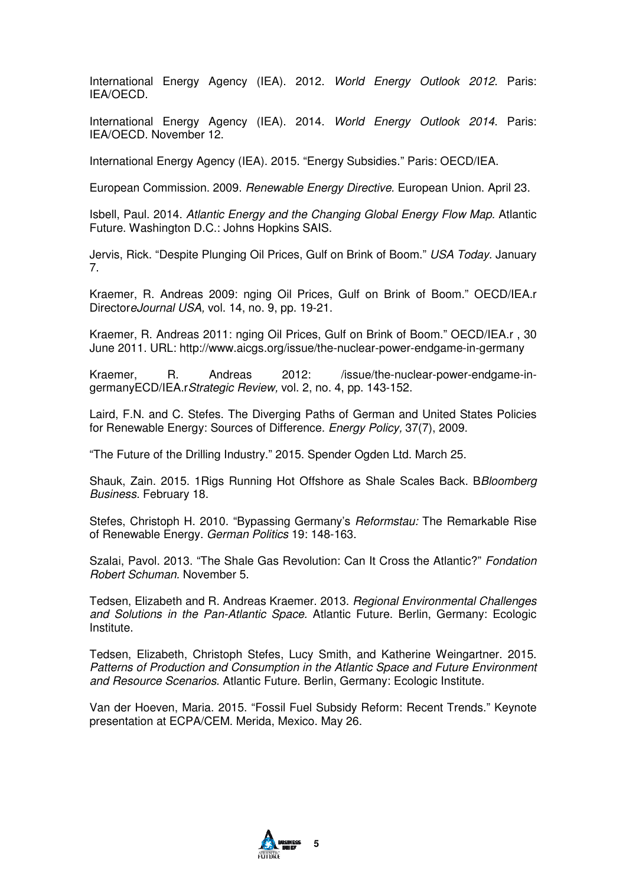International Energy Agency (IEA). 2012. *World Energy Outlook 2012*. Paris: IEA/OECD.

International Energy Agency (IEA). 2014. *World Energy Outlook 2014*. Paris: IEA/OECD. November 12.

International Energy Agency (IEA). 2015. "Energy Subsidies." Paris: OECD/IEA.

European Commission. 2009. *Renewable Energy Directive*. European Union. April 23.

Isbell, Paul. 2014. *Atlantic Energy and the Changing Global Energy Flow Map*. Atlantic Future. Washington D.C.: Johns Hopkins SAIS.

Jervis, Rick. "Despite Plunging Oil Prices, Gulf on Brink of Boom." *USA Today*. January 7.

Kraemer, R. Andreas 2009: nging Oil Prices, Gulf on Brink of Boom." OECD/IEA.r Director*eJournal USA,* vol. 14, no. 9, pp. 19-21.

Kraemer, R. Andreas 2011: nging Oil Prices, Gulf on Brink of Boom." OECD/IEA.r , 30 June 2011. URL: http://www.aicgs.org/issue/the-nuclear-power-endgame-in-germany

Kraemer, R. Andreas 2012: /issue/the-nuclear-power-endgame-in-germanyECD/IEA.r*Strategic Review,* vol. 2, no. 4, pp. 143-152.

Laird, F.N. and C. Stefes. The Diverging Paths of German and United States Policies for Renewable Energy: Sources of Difference. *Energy Policy,* 37(7), 2009.

"The Future of the Drilling Industry." 2015. Spender Ogden Ltd. March 25.

Shauk, Zain. 2015. 1Rigs Running Hot Offshore as Shale Scales Back. B*Bloomberg Business.* February 18.

Stefes, Christoph H. 2010. "Bypassing Germany's *Reformstau:* The Remarkable Rise of Renewable Energy. *German Politics* 19: 148-163.

Szalai, Pavol. 2013. "The Shale Gas Revolution: Can It Cross the Atlantic?" *Fondation Robert Schuman.* November 5.

Tedsen, Elizabeth and R. Andreas Kraemer. 2013. *Regional Environmental Challenges and Solutions in the Pan-Atlantic Space.* Atlantic Future. Berlin, Germany: Ecologic Institute.

Tedsen, Elizabeth, Christoph Stefes, Lucy Smith, and Katherine Weingartner. 2015. *Patterns of Production and Consumption in the Atlantic Space and Future Environment and Resource Scenarios*. Atlantic Future. Berlin, Germany: Ecologic Institute.

Van der Hoeven, Maria. 2015. "Fossil Fuel Subsidy Reform: Recent Trends." Keynote presentation at ECPA/CEM. Merida, Mexico. May 26.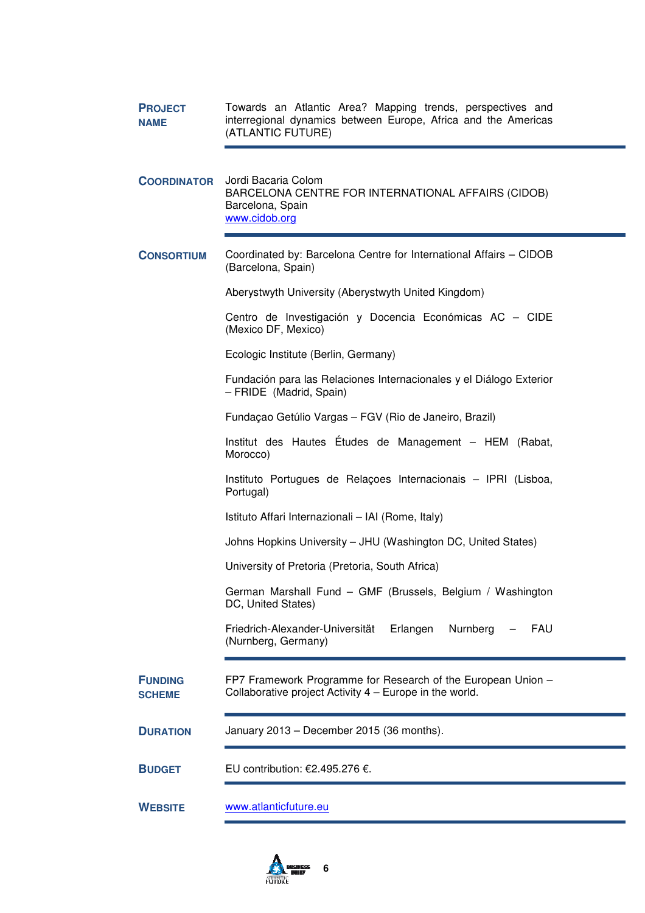**PROJECT NAME**

Towards an Atlantic Area? Mapping trends, perspectives and interregional dynamics between Europe, Africa and the Americas (ATLANTIC FUTURE)

**COORDINATOR**

Jordi Bacaria Colom
BARCELONA CENTRE FOR INTERNATIONAL AFFAIRS (CIDOB)
Barcelona, Spain
www.cidob.org

**CONSORTIUM**

Coordinated by: Barcelona Centre for International Affairs – CIDOB (Barcelona, Spain)

Aberystwyth University (Aberystwyth United Kingdom)

Centro de Investigación y Docencia Económicas AC – CIDE (Mexico DF, Mexico)

Ecologic Institute (Berlin, Germany)

Fundación para las Relaciones Internacionales y el Diálogo Exterior – FRIDE (Madrid, Spain)

Fundaçao Getúlio Vargas – FGV (Rio de Janeiro, Brazil)

Institut des Hautes Études de Management – HEM (Rabat, Morocco)

Instituto Portugues de Relaçoes Internacionais – IPRI (Lisboa, Portugal)

Istituto Affari Internazionali – IAI (Rome, Italy)

Johns Hopkins University – JHU (Washington DC, United States)

University of Pretoria (Pretoria, South Africa)

German Marshall Fund – GMF (Brussels, Belgium / Washington DC, United States)

Friedrich-Alexander-Universität Erlangen Nurnberg – FAU (Nurnberg, Germany)

**FUNDING SCHEME**

FP7 Framework Programme for Research of the European Union – Collaborative project Activity 4 – Europe in the world.

**DURATION**

January 2013 – December 2015 (36 months).

**BUDGET**

EU contribution: €2.495.276 €.

**WEBSITE**

www.atlanticfuture.eu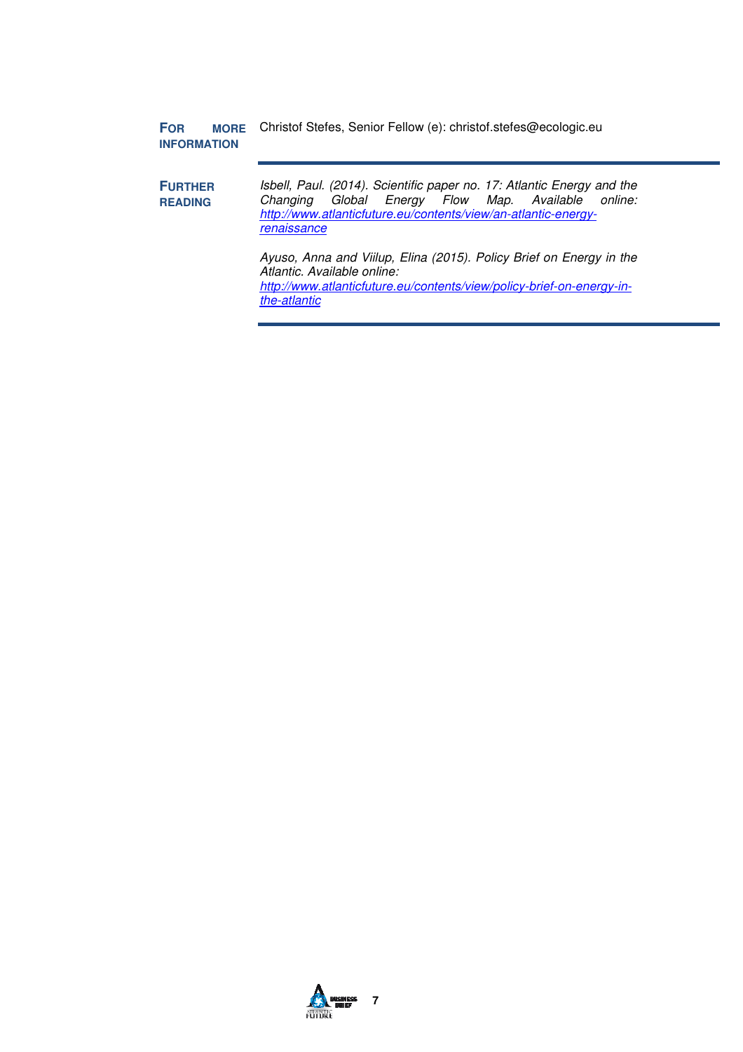**FOR MORE INFORMATION**

Christof Stefes, Senior Fellow (e): christof.stefes@ecologic.eu

---

**FURTHER READING**

*Isbell, Paul. (2014). Scientific paper no. 17: Atlantic Energy and the Changing Global Energy Flow Map. Available online: [http://www.atlanticfuture.eu/contents/view/an-atlantic-energy-renaissance](http://www.atlanticfuture.eu/contents/view/an-atlantic-energy-renaissance)*

*Ayuso, Anna and Viilup, Elina (2015). Policy Brief on Energy in the Atlantic. Available online: [http://www.atlanticfuture.eu/contents/view/policy-brief-on-energy-in-the-atlantic](http://www.atlanticfuture.eu/contents/view/policy-brief-on-energy-in-the-atlantic)*

---